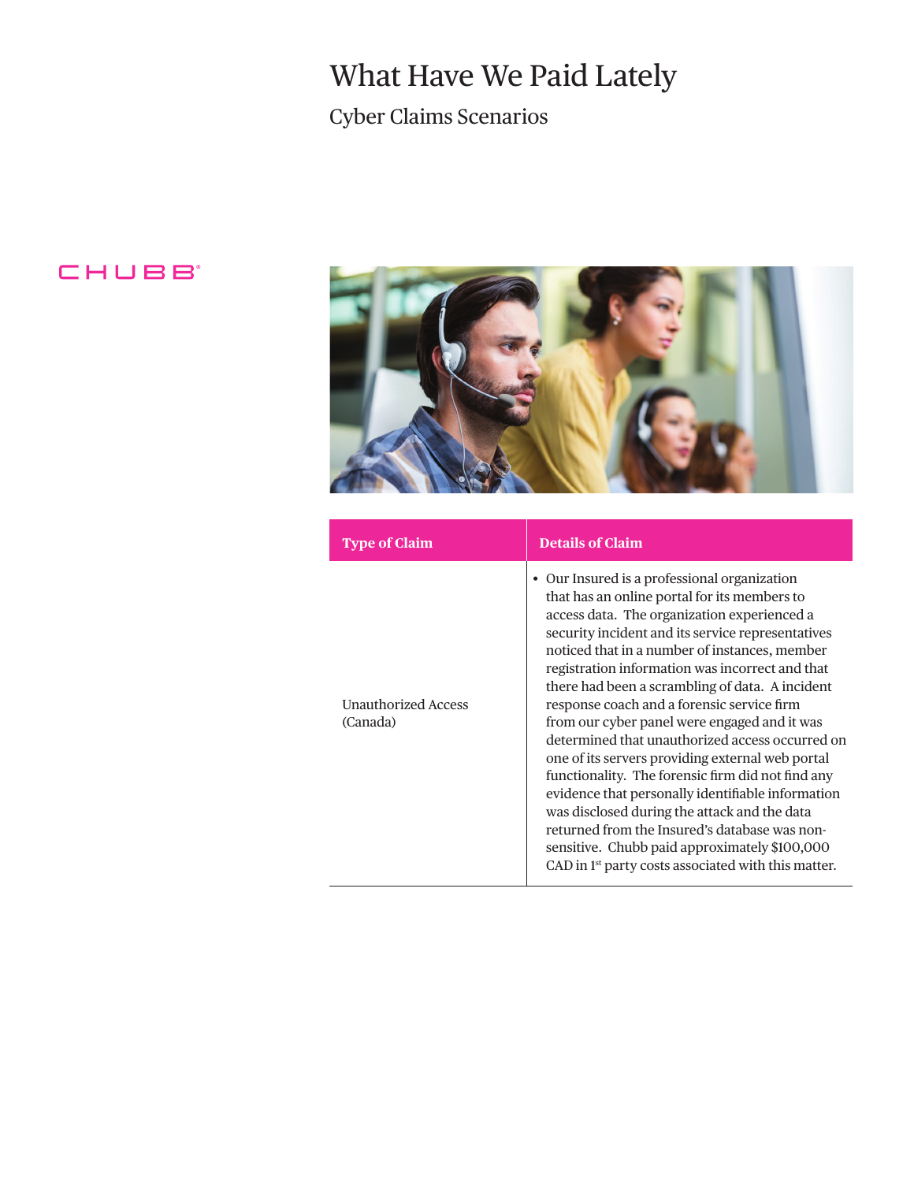# What Have We Paid Lately

## Cyber Claims Scenarios

CHUBB

| Type of Claim | Details of Claim |
| --- | --- |
| Unauthorized Access (Canada) | • Our Insured is a professional organization that has an online portal for its members to access data. The organization experienced a security incident and its service representatives noticed that in a number of instances, member registration information was incorrect and that there had been a scrambling of data. A incident response coach and a forensic service firm from our cyber panel were engaged and it was determined that unauthorized access occurred on one of its servers providing external web portal functionality. The forensic firm did not find any evidence that personally identifiable information was disclosed during the attack and the data returned from the Insured's database was non-sensitive. Chubb paid approximately $100,000 CAD in 1st party costs associated with this matter. |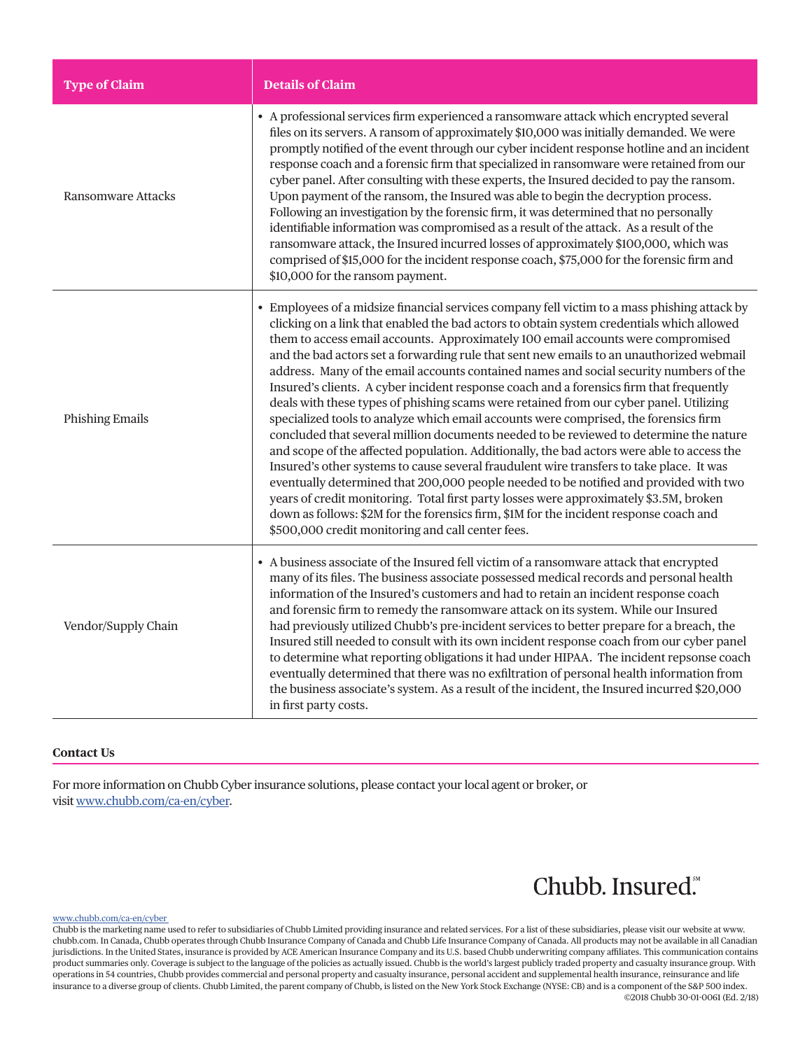| Type of Claim | Details of Claim |
| --- | --- |
| Ransomware Attacks | • A professional services firm experienced a ransomware attack which encrypted several files on its servers. A ransom of approximately $10,000 was initially demanded. We were promptly notified of the event through our cyber incident response hotline and an incident response coach and a forensic firm that specialized in ransomware were retained from our cyber panel. After consulting with these experts, the Insured decided to pay the ransom. Upon payment of the ransom, the Insured was able to begin the decryption process. Following an investigation by the forensic firm, it was determined that no personally identifiable information was compromised as a result of the attack. As a result of the ransomware attack, the Insured incurred losses of approximately $100,000, which was comprised of $15,000 for the incident response coach, $75,000 for the forensic firm and $10,000 for the ransom payment. |
| Phishing Emails | • Employees of a midsize financial services company fell victim to a mass phishing attack by clicking on a link that enabled the bad actors to obtain system credentials which allowed them to access email accounts. Approximately 100 email accounts were compromised and the bad actors set a forwarding rule that sent new emails to an unauthorized webmail address. Many of the email accounts contained names and social security numbers of the Insured's clients. A cyber incident response coach and a forensics firm that frequently deals with these types of phishing scams were retained from our cyber panel. Utilizing specialized tools to analyze which email accounts were comprised, the forensics firm concluded that several million documents needed to be reviewed to determine the nature and scope of the affected population. Additionally, the bad actors were able to access the Insured's other systems to cause several fraudulent wire transfers to take place. It was eventually determined that 200,000 people needed to be notified and provided with two years of credit monitoring. Total first party losses were approximately $3.5M, broken down as follows: $2M for the forensics firm, $1M for the incident response coach and $500,000 credit monitoring and call center fees. |
| Vendor/Supply Chain | • A business associate of the Insured fell victim of a ransomware attack that encrypted many of its files. The business associate possessed medical records and personal health information of the Insured's customers and had to retain an incident response coach and forensic firm to remedy the ransomware attack on its system. While our Insured had previously utilized Chubb's pre-incident services to better prepare for a breach, the Insured still needed to consult with its own incident response coach from our cyber panel to determine what reporting obligations it had under HIPAA. The incident repsonse coach eventually determined that there was no exfiltration of personal health information from the business associate's system. As a result of the incident, the Insured incurred $20,000 in first party costs. |

**Contact Us**

For more information on Chubb Cyber insurance solutions, please contact your local agent or broker, or visit [www.chubb.com/ca-en/cyber](www.chubb.com/ca-en/cyber).

Chubb. Insured.℠

www.chubb.com/ca-en/cyber

Chubb is the marketing name used to refer to subsidiaries of Chubb Limited providing insurance and related services. For a list of these subsidiaries, please visit our website at www.chubb.com. In Canada, Chubb operates through Chubb Insurance Company of Canada and Chubb Life Insurance Company of Canada. All products may not be available in all Canadian jurisdictions. In the United States, insurance is provided by ACE American Insurance Company and its U.S. based Chubb underwriting company affiliates. This communication contains product summaries only. Coverage is subject to the language of the policies as actually issued. Chubb is the world's largest publicly traded property and casualty insurance group. With operations in 54 countries, Chubb provides commercial and personal property and casualty insurance, personal accident and supplemental health insurance, reinsurance and life insurance to a diverse group of clients. Chubb Limited, the parent company of Chubb, is listed on the New York Stock Exchange (NYSE: CB) and is a component of the S&P 500 index.

©2018 Chubb 30-01-0061 (Ed. 2/18)